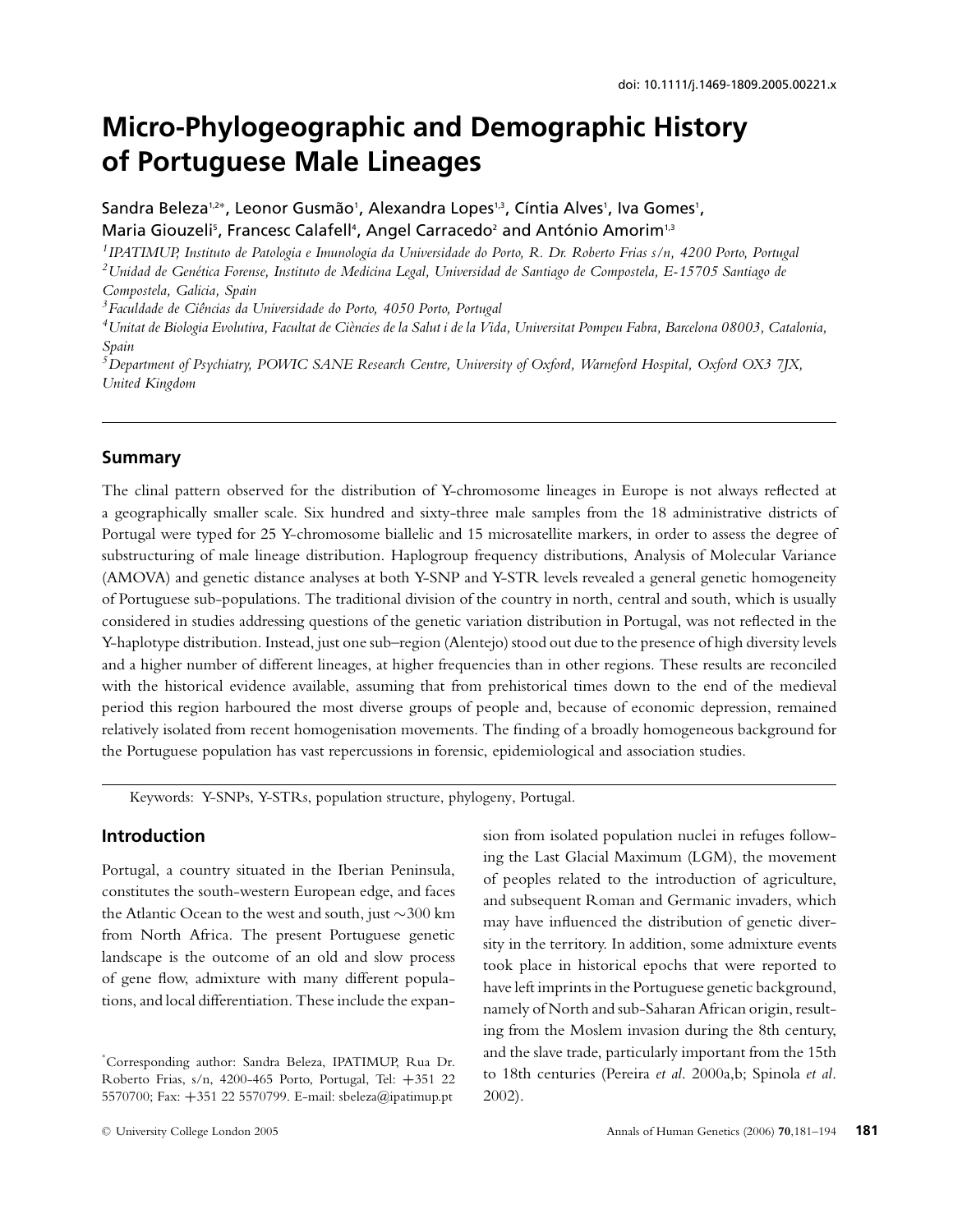doi: 10.1111/j.1469-1809.2005.00221.x

# Micro-Phylogeographic and Demographic History of Portuguese Male Lineages

Sandra Beleza[1,2*], Leonor Gusmão[1], Alexandra Lopes[1,3], Cíntia Alves[1], Iva Gomes[1], Maria Giouzeli[5], Francesc Calafell[4], Angel Carracedo[2] and António Amorim[1,3]

[1] *IPATIMUP, Instituto de Patologia e Imunologia da Universidade do Porto, R. Dr. Roberto Frias s/n, 4200 Porto, Portugal*
[2] *Unidad de Genética Forense, Instituto de Medicina Legal, Universidad de Santiago de Compostela, E-15705 Santiago de Compostela, Galicia, Spain*
[3] *Faculdade de Ciências da Universidade do Porto, 4050 Porto, Portugal*
[4] *Unitat de Biologia Evolutiva, Facultat de Ciències de la Salut i de la Vida, Universitat Pompeu Fabra, Barcelona 08003, Catalonia, Spain*
[5] *Department of Psychiatry, POWIC SANE Research Centre, University of Oxford, Warneford Hospital, Oxford OX3 7JX, United Kingdom*

## Summary

The clinal pattern observed for the distribution of Y-chromosome lineages in Europe is not always reflected at a geographically smaller scale. Six hundred and sixty-three male samples from the 18 administrative districts of Portugal were typed for 25 Y-chromosome biallelic and 15 microsatellite markers, in order to assess the degree of substructuring of male lineage distribution. Haplogroup frequency distributions, Analysis of Molecular Variance (AMOVA) and genetic distance analyses at both Y-SNP and Y-STR levels revealed a general genetic homogeneity of Portuguese sub-populations. The traditional division of the country in north, central and south, which is usually considered in studies addressing questions of the genetic variation distribution in Portugal, was not reflected in the Y-haplotype distribution. Instead, just one sub–region (Alentejo) stood out due to the presence of high diversity levels and a higher number of different lineages, at higher frequencies than in other regions. These results are reconciled with the historical evidence available, assuming that from prehistorical times down to the end of the medieval period this region harboured the most diverse groups of people and, because of economic depression, remained relatively isolated from recent homogenisation movements. The finding of a broadly homogeneous background for the Portuguese population has vast repercussions in forensic, epidemiological and association studies.

Keywords: Y-SNPs, Y-STRs, population structure, phylogeny, Portugal.

## Introduction

Portugal, a country situated in the Iberian Peninsula, constitutes the south-western European edge, and faces the Atlantic Ocean to the west and south, just ~300 km from North Africa. The present Portuguese genetic landscape is the outcome of an old and slow process of gene flow, admixture with many different populations, and local differentiation. These include the expansion from isolated population nuclei in refuges following the Last Glacial Maximum (LGM), the movement of peoples related to the introduction of agriculture, and subsequent Roman and Germanic invaders, which may have influenced the distribution of genetic diversity in the territory. In addition, some admixture events took place in historical epochs that were reported to have left imprints in the Portuguese genetic background, namely of North and sub-Saharan African origin, resulting from the Moslem invasion during the 8th century, and the slave trade, particularly important from the 15th to 18th centuries (Pereira *et al*. 2000a,b; Spinola *et al*. 2002).

*Corresponding author: Sandra Beleza, IPATIMUP, Rua Dr. Roberto Frias, s/n, 4200-465 Porto, Portugal, Tel: +351 22 5570700; Fax: +351 22 5570799. E-mail: sbeleza@ipatimup.pt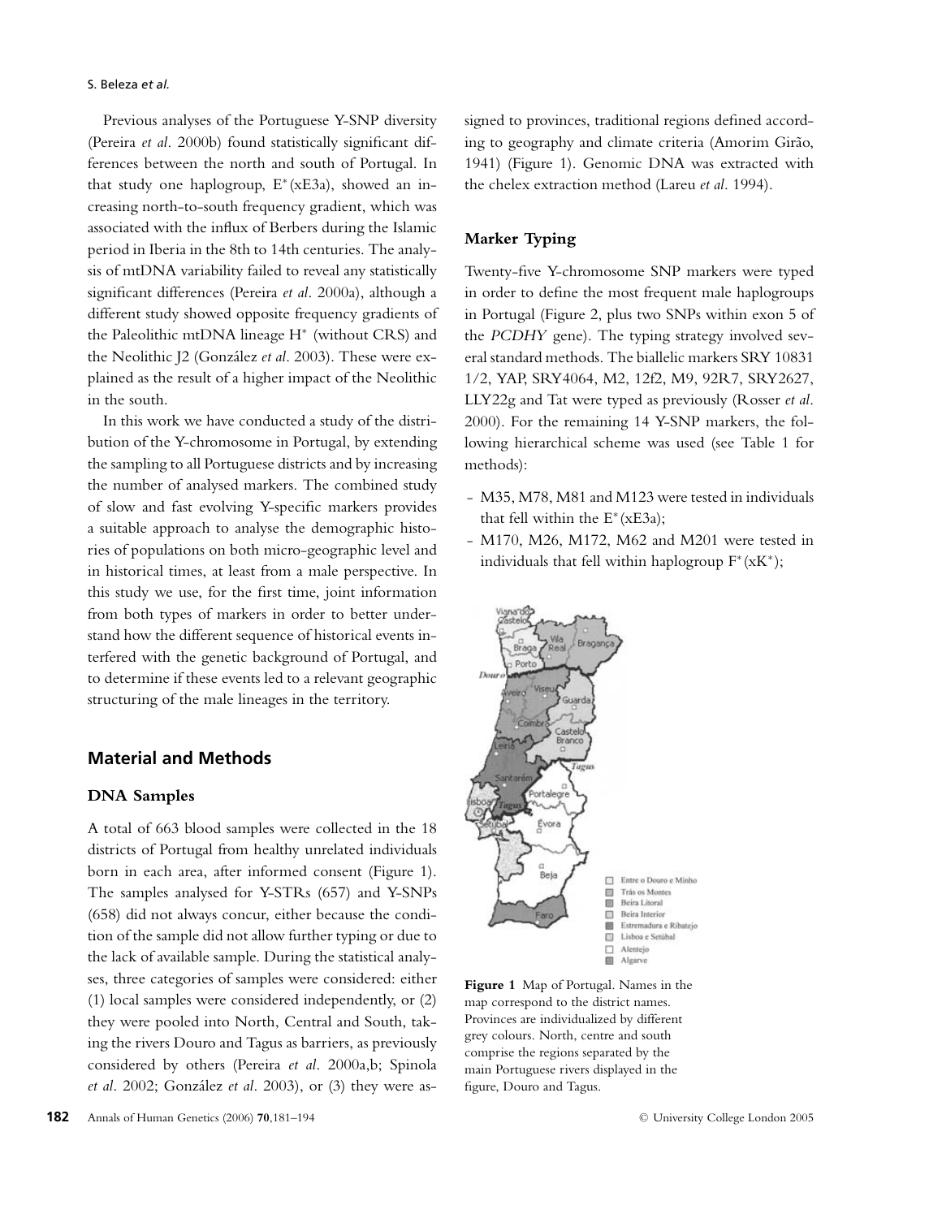Previous analyses of the Portuguese Y-SNP diversity (Pereira *et al*. 2000b) found statistically significant differences between the north and south of Portugal. In that study one haplogroup, E*(xE3a), showed an increasing north-to-south frequency gradient, which was associated with the influx of Berbers during the Islamic period in Iberia in the 8th to 14th centuries. The analysis of mtDNA variability failed to reveal any statistically significant differences (Pereira *et al*. 2000a), although a different study showed opposite frequency gradients of the Paleolithic mtDNA lineage H* (without CRS) and the Neolithic J2 (González *et al*. 2003). These were explained as the result of a higher impact of the Neolithic in the south.

In this work we have conducted a study of the distribution of the Y-chromosome in Portugal, by extending the sampling to all Portuguese districts and by increasing the number of analysed markers. The combined study of slow and fast evolving Y-specific markers provides a suitable approach to analyse the demographic histories of populations on both micro-geographic level and in historical times, at least from a male perspective. In this study we use, for the first time, joint information from both types of markers in order to better understand how the different sequence of historical events interfered with the genetic background of Portugal, and to determine if these events led to a relevant geographic structuring of the male lineages in the territory.

## Material and Methods

### DNA Samples

A total of 663 blood samples were collected in the 18 districts of Portugal from healthy unrelated individuals born in each area, after informed consent (Figure 1). The samples analysed for Y-STRs (657) and Y-SNPs (658) did not always concur, either because the condition of the sample did not allow further typing or due to the lack of available sample. During the statistical analyses, three categories of samples were considered: either (1) local samples were considered independently, or (2) they were pooled into North, Central and South, taking the rivers Douro and Tagus as barriers, as previously considered by others (Pereira *et al*. 2000a,b; Spinola *et al*. 2002; González *et al*. 2003), or (3) they were assigned to provinces, traditional regions defined according to geography and climate criteria (Amorim Girão, 1941) (Figure 1). Genomic DNA was extracted with the chelex extraction method (Lareu *et al*. 1994).

### Marker Typing

Twenty-five Y-chromosome SNP markers were typed in order to define the most frequent male haplogroups in Portugal (Figure 2, plus two SNPs within exon 5 of the *PCDHY* gene). The typing strategy involved several standard methods. The biallelic markers SRY 10831 1/2, YAP, SRY4064, M2, 12f2, M9, 92R7, SRY2627, LLY22g and Tat were typed as previously (Rosser *et al*. 2000). For the remaining 14 Y-SNP markers, the following hierarchical scheme was used (see Table 1 for methods):

- M35, M78, M81 and M123 were tested in individuals that fell within the E*(xE3a);
- M170, M26, M172, M62 and M201 were tested in individuals that fell within haplogroup F*(xK*);

**Figure 1** Map of Portugal. Names in the map correspond to the district names. Provinces are individualized by different grey colours. North, centre and south comprise the regions separated by the main Portuguese rivers displayed in the figure, Douro and Tagus.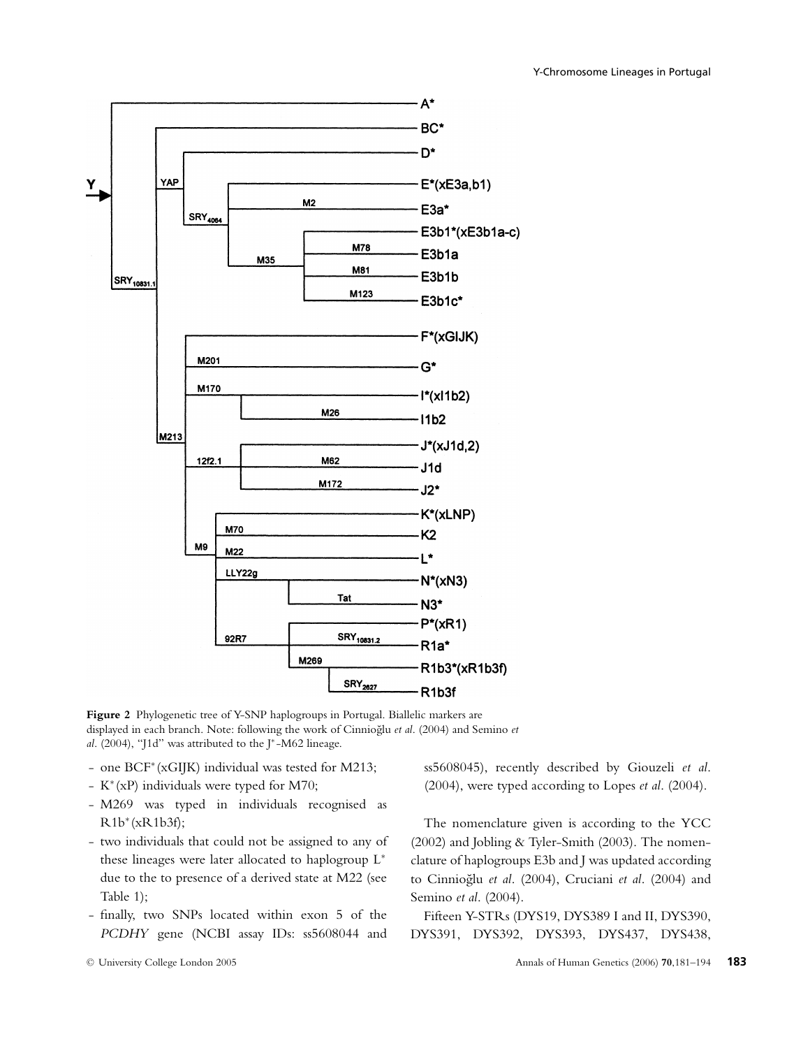**Figure 2** Phylogenetic tree of Y-SNP haplogroups in Portugal. Biallelic markers are displayed in each branch. Note: following the work of Cinnioğlu *et al*. (2004) and Semino *et al*. (2004), "J1d" was attributed to the J*-M62 lineage.

- one BCF*(xGIJK) individual was tested for M213;
- K*(xP) individuals were typed for M70;
- M269 was typed in individuals recognised as R1b*(xR1b3f);
- two individuals that could not be assigned to any of these lineages were later allocated to haplogroup L* due to the to presence of a derived state at M22 (see Table 1);
- finally, two SNPs located within exon 5 of the *PCDHY* gene (NCBI assay IDs: ss5608044 and ss5608045), recently described by Giouzeli *et al*. (2004), were typed according to Lopes *et al*. (2004).

The nomenclature given is according to the YCC (2002) and Jobling & Tyler-Smith (2003). The nomenclature of haplogroups E3b and J was updated according to Cinnioğlu *et al*. (2004), Cruciani *et al*. (2004) and Semino *et al*. (2004).

Fifteen Y-STRs (DYS19, DYS389 I and II, DYS390, DYS391, DYS392, DYS393, DYS437, DYS438,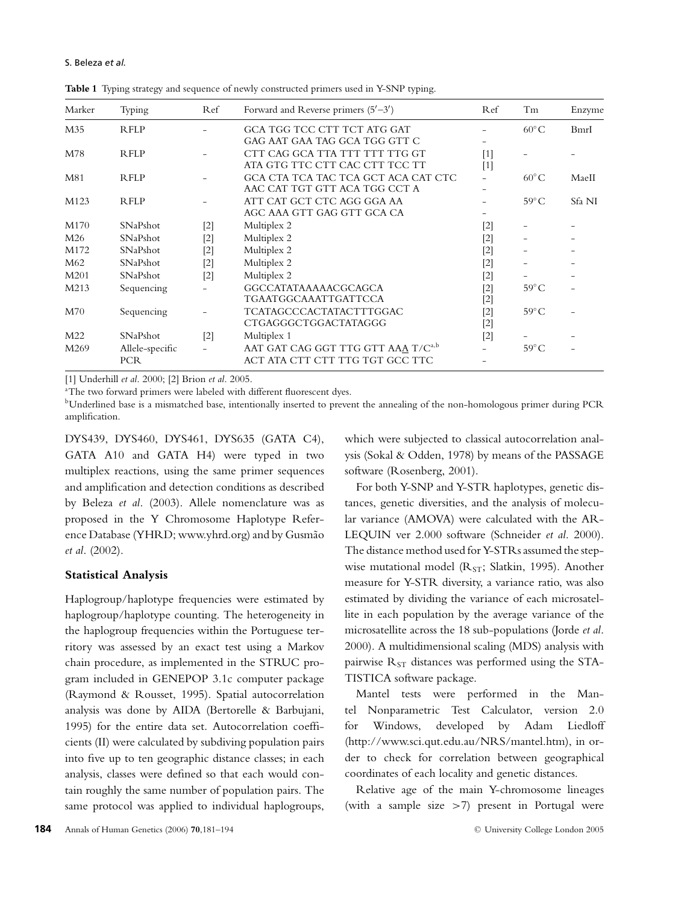**Table 1** Typing strategy and sequence of newly constructed primers used in Y-SNP typing.

| Marker | Typing | Ref | Forward and Reverse primers (5′–3′) | Ref | Tm | Enzyme |
|---|---|---|---|---|---|---|
| M35 | RFLP | – | GCA TGG TCC CTT TCT ATG GAT<br>GAG AAT GAA TAG GCA TGG GTT C | –<br>– | 60°C | BmrI |
| M78 | RFLP | – | CTT CAG GCA TTA TTT TTT TTG GT<br>ATA GTG TTC CTT CAC CTT TCC TT | [1]<br>[1] | – | – |
| M81 | RFLP | – | GCA CTA TCA TAC TCA GCT ACA CAT CTC<br>AAC CAT TGT GTT ACA TGG CCT A | –<br>– | 60°C | MaeII |
| M123 | RFLP | – | ATT CAT GCT CTC AGG GGA AA<br>AGC AAA GTT GAG GTT GCA CA | –<br>– | 59°C | Sfa NI |
| M170 | SNaPshot | [2] | Multiplex 2 | [2] | – | – |
| M26 | SNaPshot | [2] | Multiplex 2 | [2] | – | – |
| M172 | SNaPshot | [2] | Multiplex 2 | [2] | – | – |
| M62 | SNaPshot | [2] | Multiplex 2 | [2] | – | – |
| M201 | SNaPshot | [2] | Multiplex 2 | [2] | – | – |
| M213 | Sequencing | – | GGCCATATAAAAACGCAGCA<br>TGAATGGCAAATTGATTCCA | [2]<br>[2] | 59°C | – |
| M70 | Sequencing | – | TCATAGCCCACTATACTTTGGAC<br>CTGAGGGCTGGACTATAGGG | [2]<br>[2] | 59°C | – |
| M22 | SNaPshot | [2] | Multiplex 1 | [2] | – | – |
| M269 | Allele-specific PCR | – | AAT GAT CAG GGT TTG GTT AA<u>A</u> T/C[a,b]<br>ACT ATA CTT CTT TTG TGT GCC TTC | –<br>– | 59°C | – |

[1] Underhill *et al.* 2000; [2] Brion *et al.* 2005.
[a]The two forward primers were labeled with different fluorescent dyes.
[b]Underlined base is a mismatched base, intentionally inserted to prevent the annealing of the non-homologous primer during PCR amplification.

DYS439, DYS460, DYS461, DYS635 (GATA C4), GATA A10 and GATA H4) were typed in two multiplex reactions, using the same primer sequences and amplification and detection conditions as described by Beleza *et al.* (2003). Allele nomenclature was as proposed in the Y Chromosome Haplotype Reference Database (YHRD; www.yhrd.org) and by Gusmão *et al.* (2002).

### Statistical Analysis

Haplogroup/haplotype frequencies were estimated by haplogroup/haplotype counting. The heterogeneity in the haplogroup frequencies within the Portuguese territory was assessed by an exact test using a Markov chain procedure, as implemented in the STRUC program included in GENEPOP 3.1c computer package (Raymond & Rousset, 1995). Spatial autocorrelation analysis was done by AIDA (Bertorelle & Barbujani, 1995) for the entire data set. Autocorrelation coefficients (II) were calculated by subdividing population pairs into five up to ten geographic distance classes; in each analysis, classes were defined so that each would contain roughly the same number of population pairs. The same protocol was applied to individual haplogroups, which were subjected to classical autocorrelation analysis (Sokal & Odden, 1978) by means of the PASSAGE software (Rosenberg, 2001).

For both Y-SNP and Y-STR haplotypes, genetic distances, genetic diversities, and the analysis of molecular variance (AMOVA) were calculated with the ARLEQUIN ver 2.000 software (Schneider *et al.* 2000). The distance method used for Y-STRs assumed the stepwise mutational model ($R_{ST}$; Slatkin, 1995). Another measure for Y-STR diversity, a variance ratio, was also estimated by dividing the variance of each microsatellite in each population by the average variance of the microsatellite across the 18 sub-populations (Jorde *et al.* 2000). A multidimensional scaling (MDS) analysis with pairwise $R_{ST}$ distances was performed using the STATISTICA software package.

Mantel tests were performed in the Mantel Nonparametric Test Calculator, version 2.0 for Windows, developed by Adam Liedloff (http://www.sci.qut.edu.au/NRS/mantel.htm), in order to check for correlation between geographical coordinates of each locality and genetic distances.

Relative age of the main Y-chromosome lineages (with a sample size >7) present in Portugal were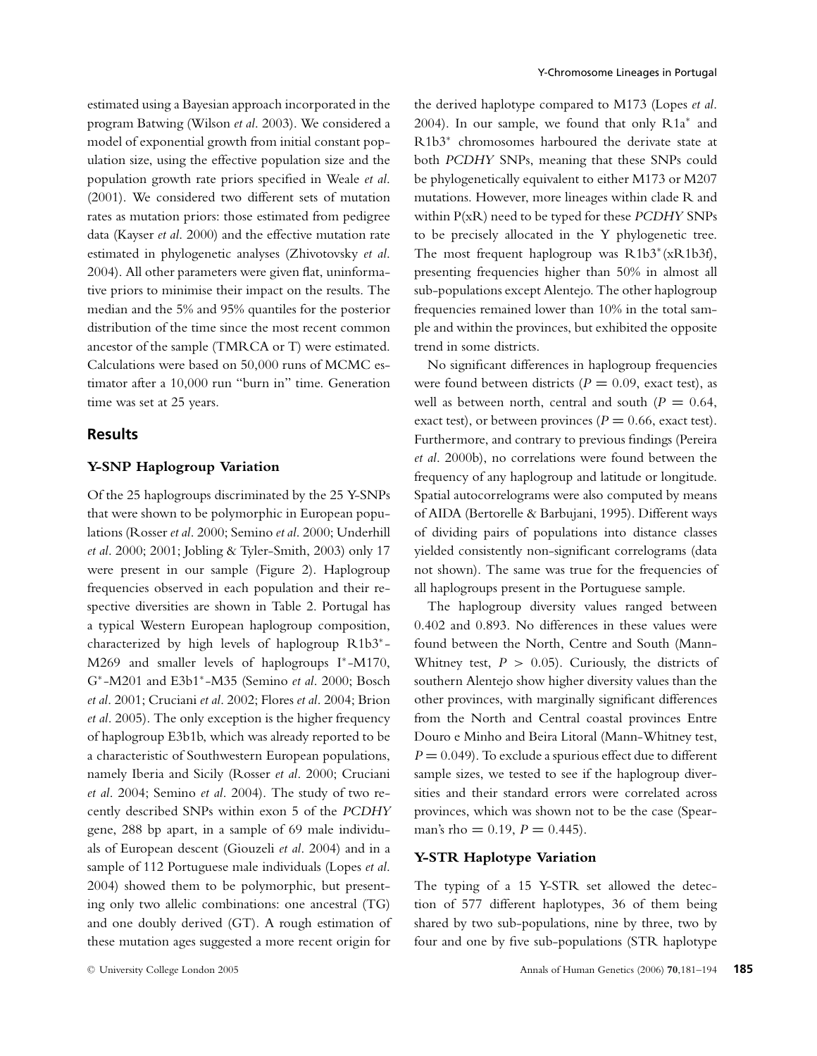estimated using a Bayesian approach incorporated in the program Batwing (Wilson *et al.* 2003). We considered a model of exponential growth from initial constant population size, using the effective population size and the population growth rate priors specified in Weale *et al.* (2001). We considered two different sets of mutation rates as mutation priors: those estimated from pedigree data (Kayser *et al.* 2000) and the effective mutation rate estimated in phylogenetic analyses (Zhivotovsky *et al.* 2004). All other parameters were given flat, uninformative priors to minimise their impact on the results. The median and the 5% and 95% quantiles for the posterior distribution of the time since the most recent common ancestor of the sample (TMRCA or T) were estimated. Calculations were based on 50,000 runs of MCMC estimator after a 10,000 run "burn in" time. Generation time was set at 25 years.

## Results

### Y-SNP Haplogroup Variation

Of the 25 haplogroups discriminated by the 25 Y-SNPs that were shown to be polymorphic in European populations (Rosser *et al.* 2000; Semino *et al.* 2000; Underhill *et al.* 2000; 2001; Jobling & Tyler-Smith, 2003) only 17 were present in our sample (Figure 2). Haplogroup frequencies observed in each population and their respective diversities are shown in Table 2. Portugal has a typical Western European haplogroup composition, characterized by high levels of haplogroup R1b3*-M269 and smaller levels of haplogroups I*-M170, G*-M201 and E3b1*-M35 (Semino *et al.* 2000; Bosch *et al.* 2001; Cruciani *et al.* 2002; Flores *et al.* 2004; Brion *et al.* 2005). The only exception is the higher frequency of haplogroup E3b1b, which was already reported to be a characteristic of Southwestern European populations, namely Iberia and Sicily (Rosser *et al.* 2000; Cruciani *et al.* 2004; Semino *et al.* 2004). The study of two recently described SNPs within exon 5 of the *PCDHY* gene, 288 bp apart, in a sample of 69 male individuals of European descent (Giouzeli *et al.* 2004) and in a sample of 112 Portuguese male individuals (Lopes *et al.* 2004) showed them to be polymorphic, but presenting only two allelic combinations: one ancestral (TG) and one doubly derived (GT). A rough estimation of these mutation ages suggested a more recent origin for the derived haplotype compared to M173 (Lopes *et al.* 2004). In our sample, we found that only R1a* and R1b3* chromosomes harboured the derivate state at both *PCDHY* SNPs, meaning that these SNPs could be phylogenetically equivalent to either M173 or M207 mutations. However, more lineages within clade R and within P(xR) need to be typed for these *PCDHY* SNPs to be precisely allocated in the Y phylogenetic tree. The most frequent haplogroup was R1b3*(xR1b3f), presenting frequencies higher than 50% in almost all sub-populations except Alentejo. The other haplogroup frequencies remained lower than 10% in the total sample and within the provinces, but exhibited the opposite trend in some districts.

No significant differences in haplogroup frequencies were found between districts ($P = 0.09$, exact test), as well as between north, central and south ($P = 0.64$, exact test), or between provinces ($P = 0.66$, exact test). Furthermore, and contrary to previous findings (Pereira *et al.* 2000b), no correlations were found between the frequency of any haplogroup and latitude or longitude. Spatial autocorrelograms were also computed by means of AIDA (Bertorelle & Barbujani, 1995). Different ways of dividing pairs of populations into distance classes yielded consistently non-significant correlograms (data not shown). The same was true for the frequencies of all haplogroups present in the Portuguese sample.

The haplogroup diversity values ranged between 0.402 and 0.893. No differences in these values were found between the North, Centre and South (Mann-Whitney test, $P > 0.05$). Curiously, the districts of southern Alentejo show higher diversity values than the other provinces, with marginally significant differences from the North and Central coastal provinces Entre Douro e Minho and Beira Litoral (Mann-Whitney test, $P = 0.049$). To exclude a spurious effect due to different sample sizes, we tested to see if the haplogroup diversities and their standard errors were correlated across provinces, which was shown not to be the case (Spearman's rho $= 0.19$, $P = 0.445$).

### Y-STR Haplotype Variation

The typing of a 15 Y-STR set allowed the detection of 577 different haplotypes, 36 of them being shared by two sub-populations, nine by three, two by four and one by five sub-populations (STR haplotype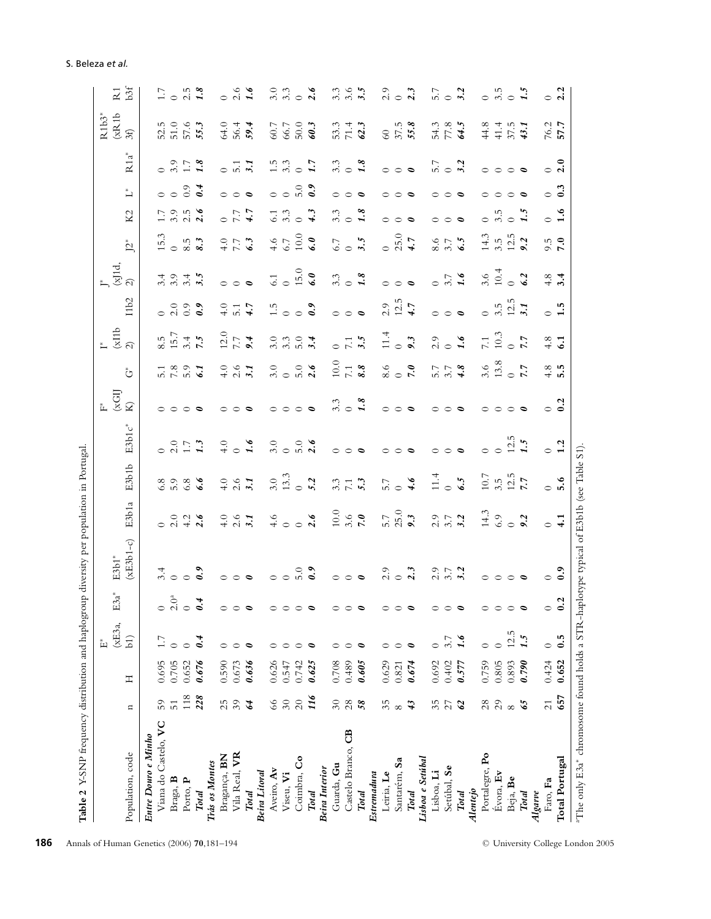**Table 2** Y-SNP frequency distribution and haplogroup diversity per population in Portugal.

| Population, code | n | H | E* (xE3a, b1) | E3a* | E3b1* (xE3b1–c) | E3b1a | E3b1b | E3b1c* | F* (xGIJ K) | G* | I* (xI1b 2) | I1b2 | J* (xJ1d, 2) | J2* | K2 | L* | R1a* | R1b3* (xR1b 3f) | R1 b3f |
|---|---|---|---|---|---|---|---|---|---|---|---|---|---|---|---|---|---|---|---|
| ***Entre Douro e Minho*** | | | | | | | | | | | | | | | | | | | |
| Viana do Castelo, **VC** | 59 | 0.695 | 1.7 | 0 | 3.4 | 0 | 6.8 | 0 | 0 | 5.1 | 8.5 | 0 | 3.4 | 15.3 | 1.7 | 0 | 0 | 52.5 | 1.7 |
| Braga, **B** | 51 | 0.705 | 0 | 2.0[a] | 0 | 2.0 | 5.9 | 2.0 | 0 | 7.8 | 15.7 | 2.0 | 3.9 | 0 | 3.9 | 0 | 3.9 | 51.0 | 0 |
| Porto, **P** | 118 | 0.652 | 0 | 0 | 0 | 4.2 | 6.8 | 1.7 | 0 | 5.9 | 3.4 | 0.9 | 3.4 | 8.5 | 2.5 | 0.9 | 1.7 | 57.6 | 2.5 |
| ***Total*** | ***228*** | ***0.676*** | ***0.4*** | ***0.4*** | ***0.9*** | ***2.6*** | ***6.6*** | ***1.3*** | ***0*** | ***6.1*** | ***7.5*** | ***0.9*** | ***3.5*** | ***8.3*** | ***2.6*** | ***0.4*** | ***1.8*** | ***55.3*** | ***1.8*** |
| ***Trás os Montes*** | | | | | | | | | | | | | | | | | | | |
| Bragança, **BN** | 25 | 0.590 | 0 | 0 | 0 | 4.0 | 4.0 | 4.0 | 0 | 4.0 | 12.0 | 4.0 | 0 | 4.0 | 0 | 0 | 0 | 64.0 | 0 |
| Vila Real, **VR** | 39 | 0.673 | 0 | 0 | 0 | 2.6 | 2.6 | 0 | 0 | 2.6 | 7.7 | 5.1 | 0 | 7.7 | 7.7 | 0 | 5.1 | 56.4 | 2.6 |
| ***Total*** | ***64*** | ***0.636*** | ***0*** | ***0*** | ***0*** | ***3.1*** | ***3.1*** | ***1.6*** | ***0*** | ***3.1*** | ***9.4*** | ***4.7*** | ***0*** | ***6.3*** | ***4.7*** | ***0*** | ***3.1*** | ***59.4*** | ***1.6*** |
| ***Beira Litoral*** | | | | | | | | | | | | | | | | | | | |
| Aveiro, **Av** | 66 | 0.626 | 0 | 0 | 0 | 4.6 | 3.0 | 3.0 | 0 | 3.0 | 3.0 | 1.5 | 6.1 | 4.6 | 6.1 | 0 | 1.5 | 60.7 | 3.0 |
| Viseu, **Vi** | 30 | 0.547 | 0 | 0 | 0 | 0 | 13.3 | 0 | 0 | 0 | 3.3 | 0 | 0 | 6.7 | 3.3 | 0 | 3.3 | 66.7 | 3.3 |
| Coimbra, **Co** | 20 | 0.742 | 0 | 0 | 5.0 | 0 | 0 | 5.0 | 0 | 5.0 | 5.0 | 0 | 15.0 | 10.0 | 0 | 5.0 | 0 | 50.0 | 0 |
| ***Total*** | ***116*** | ***0.625*** | ***0*** | ***0*** | ***0.9*** | ***2.6*** | ***5.2*** | ***2.6*** | ***0*** | ***2.6*** | ***3.4*** | ***0.9*** | ***6.0*** | ***6.0*** | ***4.3*** | ***0.9*** | ***1.7*** | ***60.3*** | ***2.6*** |
| ***Beira Interior*** | | | | | | | | | | | | | | | | | | | |
| Guarda, **Gu** | 30 | 0.708 | 0 | 0 | 0 | 10.0 | 3.3 | 0 | 3.3 | 10.0 | 0 | 0 | 3.3 | 6.7 | 3.3 | 0 | 3.3 | 53.3 | 3.3 |
| Castelo Branco, **CB** | 28 | 0.489 | 0 | 0 | 0 | 3.6 | 7.1 | 0 | 0 | 7.1 | 7.1 | 0 | 0 | 0 | 0 | 0 | 0 | 71.4 | 3.6 |
| ***Total*** | ***58*** | ***0.605*** | ***0*** | ***0*** | ***0*** | ***7.0*** | ***5.3*** | ***0*** | ***1.8*** | ***8.8*** | ***3.5*** | ***0*** | ***1.8*** | ***3.5*** | ***1.8*** | ***0*** | ***1.8*** | ***62.3*** | ***3.5*** |
| ***Estremadura*** | | | | | | | | | | | | | | | | | | | |
| Leiria, **Le** | 35 | 0.629 | 0 | 0 | 2.9 | 5.7 | 5.7 | 0 | 0 | 8.6 | 11.4 | 2.9 | 0 | 0 | 0 | 0 | 0 | 60 | 2.9 |
| Santarém, **Sa** | 8 | 0.821 | 0 | 0 | 0 | 25.0 | 0 | 0 | 0 | 0 | 0 | 12.5 | 0 | 25.0 | 0 | 0 | 0 | 37.5 | 0 |
| ***Total*** | ***43*** | ***0.674*** | ***0*** | ***0*** | ***2.3*** | ***9.3*** | ***4.6*** | ***0*** | ***0*** | ***7.0*** | ***9.3*** | ***4.7*** | ***0*** | ***4.7*** | ***0*** | ***0*** | ***0*** | ***55.8*** | ***2.3*** |
| ***Lisboa e Setúbal*** | | | | | | | | | | | | | | | | | | | |
| Lisboa, **Li** | 35 | 0.692 | 0 | 0 | 2.9 | 2.9 | 11.4 | 0 | 0 | 5.7 | 2.9 | 0 | 0 | 8.6 | 0 | 0 | 5.7 | 54.3 | 5.7 |
| Setúbal, **Se** | 27 | 0.402 | 3.7 | 0 | 3.7 | 3.7 | 0 | 0 | 0 | 3.7 | 0 | 0 | 3.7 | 3.7 | 0 | 0 | 0 | 77.8 | 0 |
| ***Total*** | ***62*** | ***0.577*** | ***1.6*** | ***0*** | ***3.2*** | ***3.2*** | ***6.5*** | ***0*** | ***0*** | ***4.8*** | ***1.6*** | ***0*** | ***1.6*** | ***6.5*** | ***0*** | ***0*** | ***3.2*** | ***64.5*** | ***3.2*** |
| ***Alentejo*** | | | | | | | | | | | | | | | | | | | |
| Portalegre, **Po** | 28 | 0.759 | 0 | 0 | 0 | 14.3 | 10.7 | 0 | 0 | 3.6 | 7.1 | 0 | 3.6 | 14.3 | 0 | 0 | 0 | 44.8 | 0 |
| Évora, **Ev** | 29 | 0.805 | 0 | 0 | 0 | 6.9 | 3.5 | 0 | 0 | 13.8 | 10.3 | 3.5 | 10.4 | 3.5 | 3.5 | 0 | 0 | 41.4 | 3.5 |
| Beja, **Be** | 8 | 0.893 | 12.5 | 0 | 0 | 0 | 12.5 | 12.5 | 0 | 0 | 0 | 12.5 | 0 | 12.5 | 0 | 0 | 0 | 37.5 | 0 |
| ***Total*** | ***65*** | ***0.790*** | ***1.5*** | ***0*** | ***0*** | ***9.2*** | ***7.7*** | ***1.5*** | ***0*** | ***7.7*** | ***7.7*** | ***3.1*** | ***6.2*** | ***9.2*** | ***1.5*** | ***0*** | ***0*** | ***43.1*** | ***1.5*** |
| ***Algarve*** | | | | | | | | | | | | | | | | | | | |
| Faro, **Fa** | 21 | 0.424 | 0 | 0 | 0 | 0 | 0 | 0 | 0 | 4.8 | 4.8 | 0 | 4.8 | 9.5 | 0 | 0 | 0 | 76.2 | 0 |
| **Total Portugal** | **657** | **0.652** | **0.5** | **0.2** | **0.9** | **4.1** | **5.6** | **1.2** | **0.2** | **5.5** | **6.1** | **1.5** | **3.4** | **7.0** | **1.6** | **0.3** | **2.0** | **57.7** | **2.2** |

[a]The only E3a* chromosome found holds a STR-haplotype typical of E3b1b (see Table S1).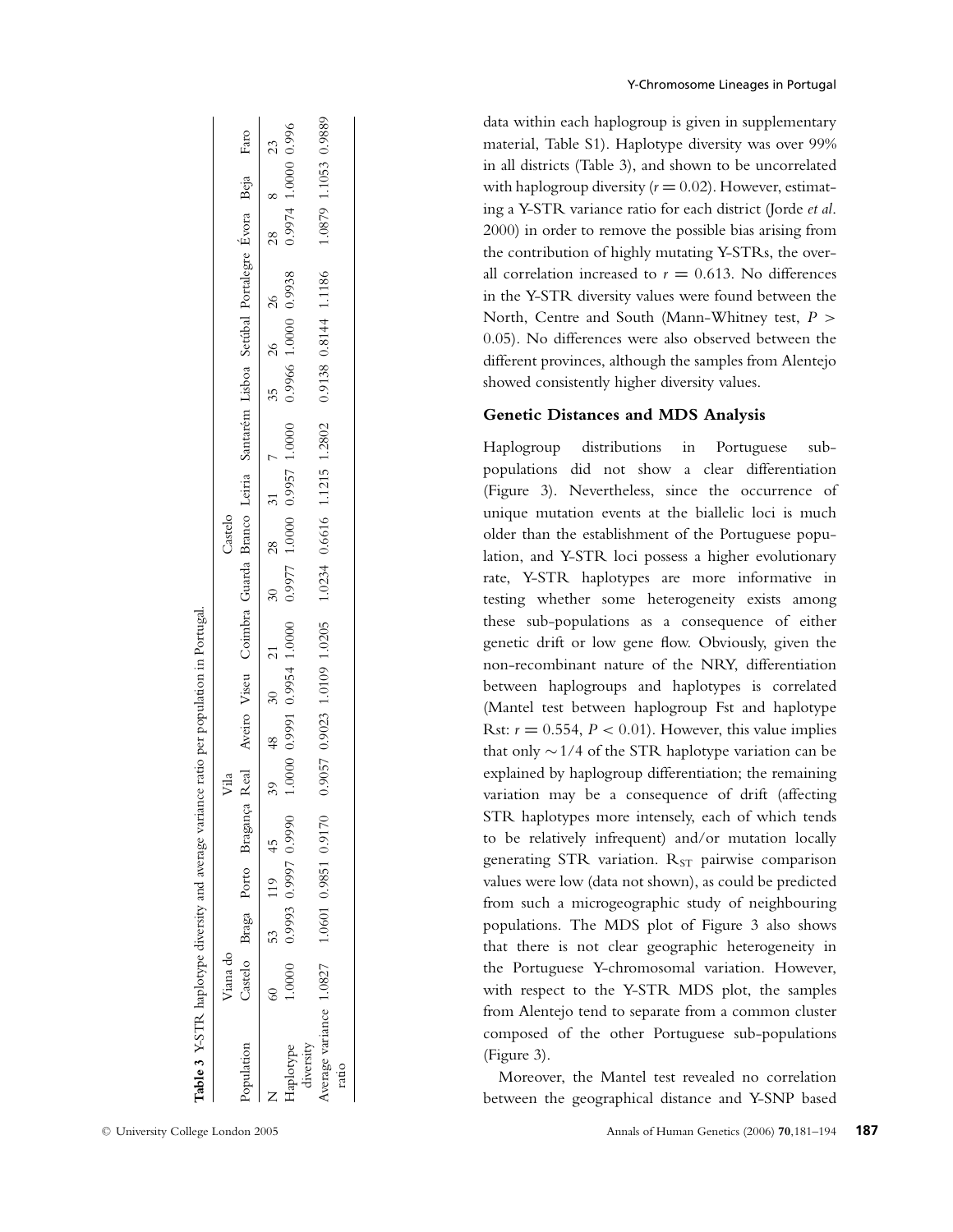**Table 3** Y-STR haplotype diversity and average variance ratio per population in Portugal.

| Population | Viana do Castelo | Braga | Porto | Bragança | Vila Real | Aveiro | Viseu | Coimbra | Guarda | Castelo Branco | Leiria | Santarém | Lisboa | Setúbal | Portalegre | Évora | Beja | Faro |
|---|---|---|---|---|---|---|---|---|---|---|---|---|---|---|---|---|---|---|
| N | 60 | 53 | 119 | 45 | 39 | 48 | 30 | 21 | 30 | 28 | 31 | 7 | 35 | 26 | 26 | 28 | 8 | 23 |
| Haplotype diversity | 1.0000 | 0.9993 | 0.9997 | 0.9990 | 1.0000 | 0.9991 | 0.9954 | 1.0000 | 0.9977 | 1.0000 | 0.9957 | 1.0000 | 0.9966 | 1.0000 | 0.9938 | 0.9974 | 1.0000 | 0.996 |
| Average variance ratio | 1.0827 | 1.0601 | 0.9851 | 0.9170 | 0.9057 | 0.9023 | 1.0109 | 1.0205 | 1.0234 | 0.6616 | 1.1215 | 1.2802 | 0.9138 | 0.8144 | 1.1186 | 1.0879 | 1.1053 | 0.9889 |

data within each haplogroup is given in supplementary material, Table S1). Haplotype diversity was over 99% in all districts (Table 3), and shown to be uncorrelated with haplogroup diversity ($r = 0.02$). However, estimating a Y-STR variance ratio for each district (Jorde *et al.* 2000) in order to remove the possible bias arising from the contribution of highly mutating Y-STRs, the overall correlation increased to $r = 0.613$. No differences in the Y-STR diversity values were found between the North, Centre and South (Mann-Whitney test, $P > 0.05$). No differences were also observed between the different provinces, although the samples from Alentejo showed consistently higher diversity values.

### Genetic Distances and MDS Analysis

Haplogroup distributions in Portuguese sub-populations did not show a clear differentiation (Figure 3). Nevertheless, since the occurrence of unique mutation events at the biallelic loci is much older than the establishment of the Portuguese population, and Y-STR loci possess a higher evolutionary rate, Y-STR haplotypes are more informative in testing whether some heterogeneity exists among these sub-populations as a consequence of either genetic drift or low gene flow. Obviously, given the non-recombinant nature of the NRY, differentiation between haplogroups and haplotypes is correlated (Mantel test between haplogroup Fst and haplotype Rst: $r = 0.554$, $P < 0.01$). However, this value implies that only ~1/4 of the STR haplotype variation can be explained by haplogroup differentiation; the remaining variation may be a consequence of drift (affecting STR haplotypes more intensely, each of which tends to be relatively infrequent) and/or mutation locally generating STR variation. $R_{ST}$ pairwise comparison values were low (data not shown), as could be predicted from such a microgeographic study of neighbouring populations. The MDS plot of Figure 3 also shows that there is not clear geographic heterogeneity in the Portuguese Y-chromosomal variation. However, with respect to the Y-STR MDS plot, the samples from Alentejo tend to separate from a common cluster composed of the other Portuguese sub-populations (Figure 3).

Moreover, the Mantel test revealed no correlation between the geographical distance and Y-SNP based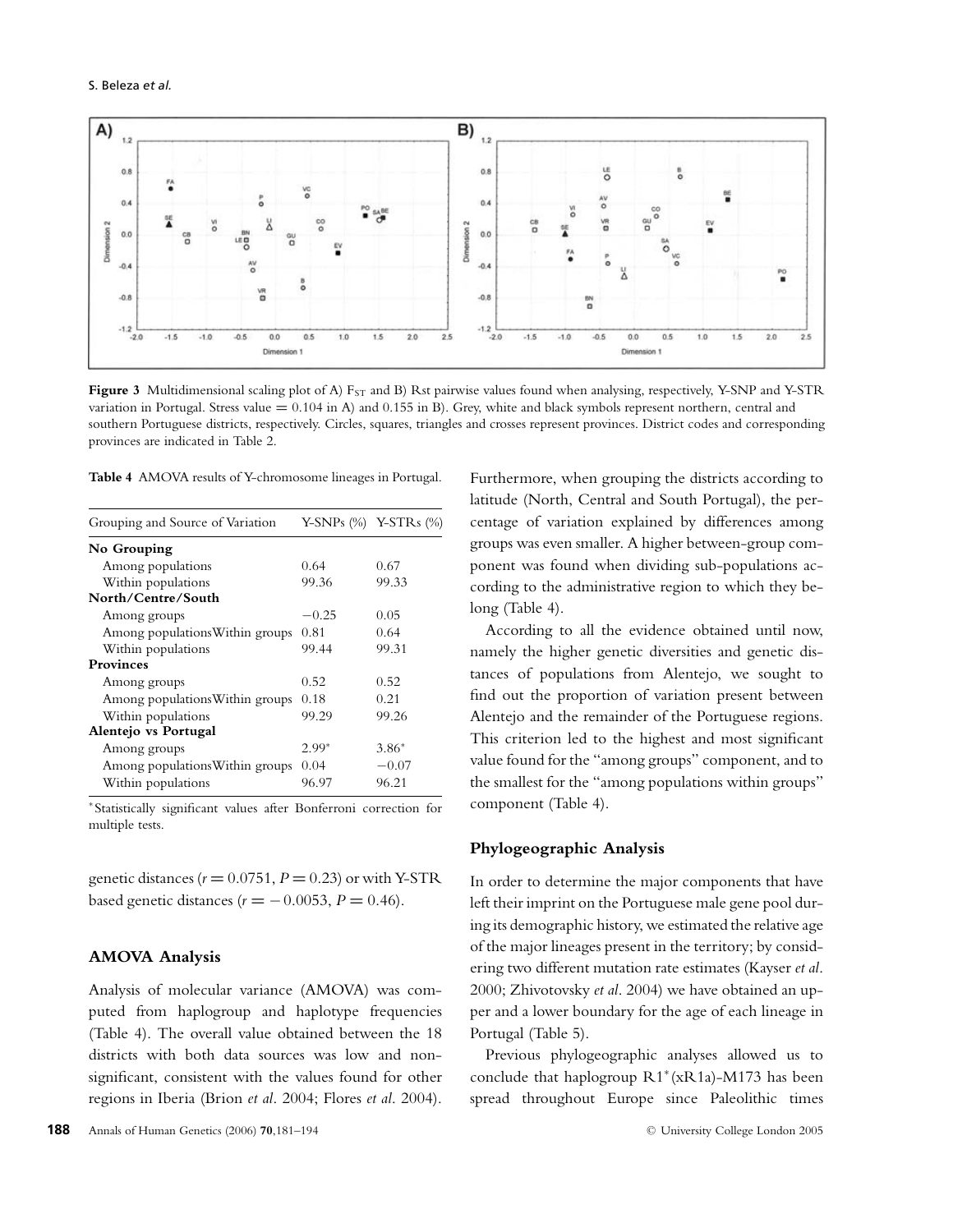Figure 3 Multidimensional scaling plot of A) $F_{ST}$ and B) Rst pairwise values found when analysing, respectively, Y-SNP and Y-STR variation in Portugal. Stress value = 0.104 in A) and 0.155 in B). Grey, white and black symbols represent northern, central and southern Portuguese districts, respectively. Circles, squares, triangles and crosses represent provinces. District codes and corresponding provinces are indicated in Table 2.

**Table 4** AMOVA results of Y-chromosome lineages in Portugal.

| Grouping and Source of Variation | Y-SNPs (%) | Y-STRs (%) |
|---|---|---|
| **No Grouping** | | |
| Among populations | 0.64 | 0.67 |
| Within populations | 99.36 | 99.33 |
| **North/Centre/South** | | |
| Among groups | −0.25 | 0.05 |
| Among populations Within groups | 0.81 | 0.64 |
| Within populations | 99.44 | 99.31 |
| **Provinces** | | |
| Among groups | 0.52 | 0.52 |
| Among populations Within groups | 0.18 | 0.21 |
| Within populations | 99.29 | 99.26 |
| **Alentejo vs Portugal** | | |
| Among groups | 2.99* | 3.86* |
| Among populations Within groups | 0.04 | −0.07 |
| Within populations | 96.97 | 96.21 |

*Statistically significant values after Bonferroni correction for multiple tests.

genetic distances ($r = 0.0751$, $P = 0.23$) or with Y-STR based genetic distances ($r = -0.0053$, $P = 0.46$).

## AMOVA Analysis

Analysis of molecular variance (AMOVA) was computed from haplogroup and haplotype frequencies (Table 4). The overall value obtained between the 18 districts with both data sources was low and non-significant, consistent with the values found for other regions in Iberia (Brion *et al*. 2004; Flores *et al*. 2004). Furthermore, when grouping the districts according to latitude (North, Central and South Portugal), the percentage of variation explained by differences among groups was even smaller. A higher between-group component was found when dividing sub-populations according to the administrative region to which they belong (Table 4).

According to all the evidence obtained until now, namely the higher genetic diversities and genetic distances of populations from Alentejo, we sought to find out the proportion of variation present between Alentejo and the remainder of the Portuguese regions. This criterion led to the highest and most significant value found for the "among groups" component, and to the smallest for the "among populations within groups" component (Table 4).

## Phylogeographic Analysis

In order to determine the major components that have left their imprint on the Portuguese male gene pool during its demographic history, we estimated the relative age of the major lineages present in the territory; by considering two different mutation rate estimates (Kayser *et al*. 2000; Zhivotovsky *et al*. 2004) we have obtained an upper and a lower boundary for the age of each lineage in Portugal (Table 5).

Previous phylogeographic analyses allowed us to conclude that haplogroup R1*(xR1a)-M173 has been spread throughout Europe since Paleolithic times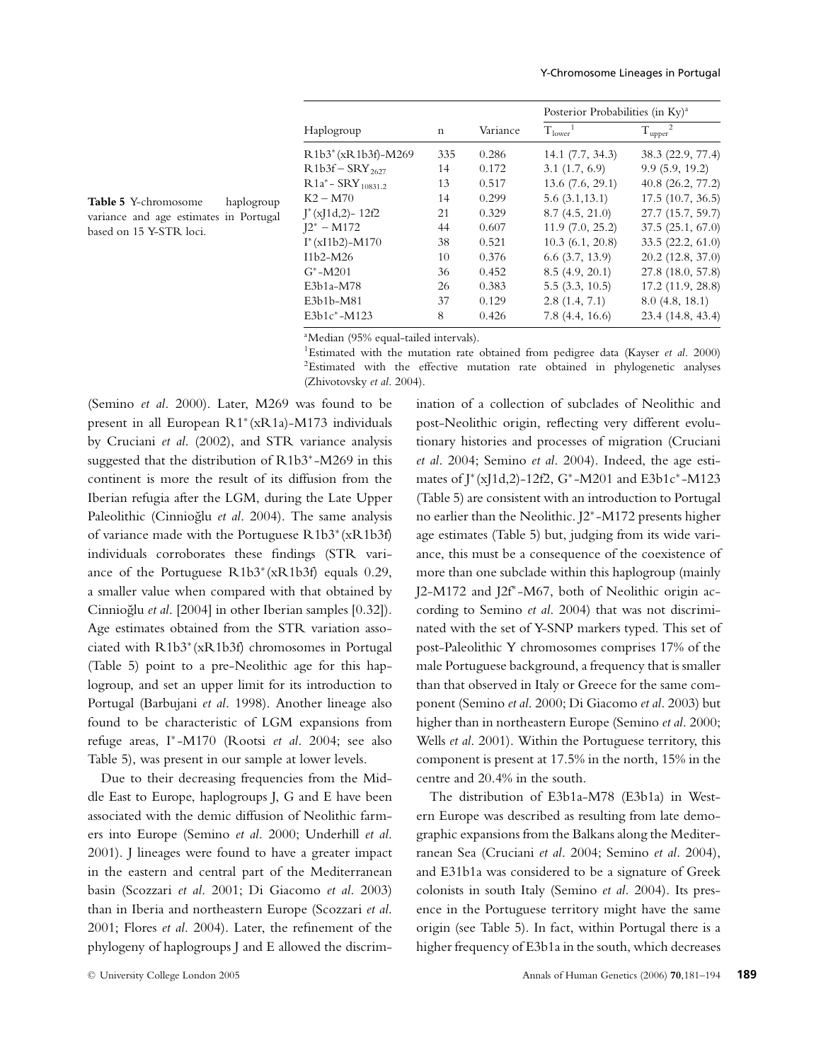**Table 5** Y-chromosome haplogroup variance and age estimates in Portugal based on 15 Y-STR loci.

| Haplogroup | n | Variance | Posterior Probabilities (in Ky)[a] | |
|---|---|---|---|---|
| | | | $T_{lower}$[1] | $T_{upper}$[2] |
| R1b3*(xR1b3f)-M269 | 335 | 0.286 | 14.1 (7.7, 34.3) | 38.3 (22.9, 77.4) |
| R1b3f – $SRY_{2627}$ | 14 | 0.172 | 3.1 (1.7, 6.9) | 9.9 (5.9, 19.2) |
| R1a* - $SRY_{10831.2}$ | 13 | 0.517 | 13.6 (7.6, 29.1) | 40.8 (26.2, 77.2) |
| K2 – M70 | 14 | 0.299 | 5.6 (3.1,13.1) | 17.5 (10.7, 36.5) |
| J*(xJ1d,2)- 12f2 | 21 | 0.329 | 8.7 (4.5, 21.0) | 27.7 (15.7, 59.7) |
| J2* – M172 | 44 | 0.607 | 11.9 (7.0, 25.2) | 37.5 (25.1, 67.0) |
| I*(xI1b2)-M170 | 38 | 0.521 | 10.3 (6.1, 20.8) | 33.5 (22.2, 61.0) |
| I1b2-M26 | 10 | 0.376 | 6.6 (3.7, 13.9) | 20.2 (12.8, 37.0) |
| G*-M201 | 36 | 0.452 | 8.5 (4.9, 20.1) | 27.8 (18.0, 57.8) |
| E3b1a-M78 | 26 | 0.383 | 5.5 (3.3, 10.5) | 17.2 (11.9, 28.8) |
| E3b1b-M81 | 37 | 0.129 | 2.8 (1.4, 7.1) | 8.0 (4.8, 18.1) |
| E3b1c*-M123 | 8 | 0.426 | 7.8 (4.4, 16.6) | 23.4 (14.8, 43.4) |

[a]Median (95% equal-tailed intervals).
[1]Estimated with the mutation rate obtained from pedigree data (Kayser *et al.* 2000)
[2]Estimated with the effective mutation rate obtained in phylogenetic analyses (Zhivotovsky *et al.* 2004).

(Semino *et al.* 2000). Later, M269 was found to be present in all European R1*(xR1a)-M173 individuals by Cruciani *et al.* (2002), and STR variance analysis suggested that the distribution of R1b3*-M269 in this continent is more the result of its diffusion from the Iberian refugia after the LGM, during the Late Upper Paleolithic (Cinnioğlu *et al.* 2004). The same analysis of variance made with the Portuguese R1b3*(xR1b3f) individuals corroborates these findings (STR variance of the Portuguese R1b3*(xR1b3f) equals 0.29, a smaller value when compared with that obtained by Cinnioğlu *et al.* [2004] in other Iberian samples [0.32]). Age estimates obtained from the STR variation associated with R1b3*(xR1b3f) chromosomes in Portugal (Table 5) point to a pre-Neolithic age for this haplogroup, and set an upper limit for its introduction to Portugal (Barbujani *et al.* 1998). Another lineage also found to be characteristic of LGM expansions from refuge areas, I*-M170 (Rootsi *et al.* 2004; see also Table 5), was present in our sample at lower levels.

Due to their decreasing frequencies from the Middle East to Europe, haplogroups J, G and E have been associated with the demic diffusion of Neolithic farmers into Europe (Semino *et al.* 2000; Underhill *et al.* 2001). J lineages were found to have a greater impact in the eastern and central part of the Mediterranean basin (Scozzari *et al.* 2001; Di Giacomo *et al.* 2003) than in Iberia and northeastern Europe (Scozzari *et al.* 2001; Flores *et al.* 2004). Later, the refinement of the phylogeny of haplogroups J and E allowed the discrimination of a collection of subclades of Neolithic and post-Neolithic origin, reflecting very different evolutionary histories and processes of migration (Cruciani *et al.* 2004; Semino *et al.* 2004). Indeed, the age estimates of J*(xJ1d,2)-12f2, G*-M201 and E3b1c*-M123 (Table 5) are consistent with an introduction to Portugal no earlier than the Neolithic. J2*-M172 presents higher age estimates (Table 5) but, judging from its wide variance, this must be a consequence of the coexistence of more than one subclade within this haplogroup (mainly J2-M172 and J2f*-M67, both of Neolithic origin according to Semino *et al.* 2004) that was not discriminated with the set of Y-SNP markers typed. This set of post-Paleolithic Y chromosomes comprises 17% of the male Portuguese background, a frequency that is smaller than that observed in Italy or Greece for the same component (Semino *et al.* 2000; Di Giacomo *et al.* 2003) but higher than in northeastern Europe (Semino *et al.* 2000; Wells *et al.* 2001). Within the Portuguese territory, this component is present at 17.5% in the north, 15% in the centre and 20.4% in the south.

The distribution of E3b1a-M78 (E3b1a) in Western Europe was described as resulting from late demographic expansions from the Balkans along the Mediterranean Sea (Cruciani *et al.* 2004; Semino *et al.* 2004), and E31b1a was considered to be a signature of Greek colonists in south Italy (Semino *et al.* 2004). Its presence in the Portuguese territory might have the same origin (see Table 5). In fact, within Portugal there is a higher frequency of E3b1a in the south, which decreases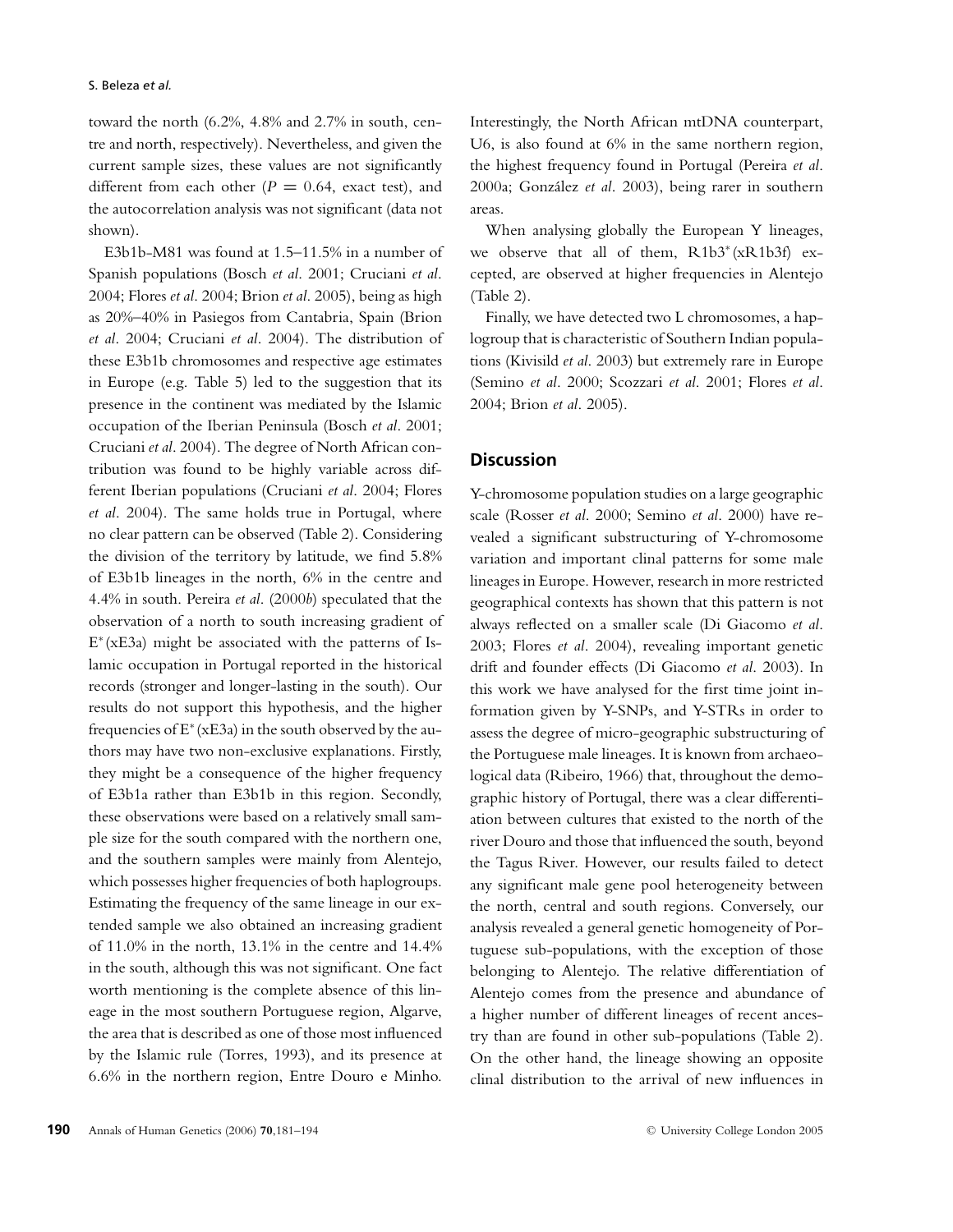toward the north (6.2%, 4.8% and 2.7% in south, centre and north, respectively). Nevertheless, and given the current sample sizes, these values are not significantly different from each other ($P = 0.64$, exact test), and the autocorrelation analysis was not significant (data not shown).

E3b1b-M81 was found at 1.5–11.5% in a number of Spanish populations (Bosch *et al.* 2001; Cruciani *et al.* 2004; Flores *et al.* 2004; Brion *et al.* 2005), being as high as 20%–40% in Pasiegos from Cantabria, Spain (Brion *et al.* 2004; Cruciani *et al.* 2004). The distribution of these E3b1b chromosomes and respective age estimates in Europe (e.g. Table 5) led to the suggestion that its presence in the continent was mediated by the Islamic occupation of the Iberian Peninsula (Bosch *et al.* 2001; Cruciani *et al.* 2004). The degree of North African contribution was found to be highly variable across different Iberian populations (Cruciani *et al.* 2004; Flores *et al.* 2004). The same holds true in Portugal, where no clear pattern can be observed (Table 2). Considering the division of the territory by latitude, we find 5.8% of E3b1b lineages in the north, 6% in the centre and 4.4% in south. Pereira *et al.* (2000*b*) speculated that the observation of a north to south increasing gradient of E*(xE3a) might be associated with the patterns of Islamic occupation in Portugal reported in the historical records (stronger and longer-lasting in the south). Our results do not support this hypothesis, and the higher frequencies of E*(xE3a) in the south observed by the authors may have two non-exclusive explanations. Firstly, they might be a consequence of the higher frequency of E3b1a rather than E3b1b in this region. Secondly, these observations were based on a relatively small sample size for the south compared with the northern one, and the southern samples were mainly from Alentejo, which possesses higher frequencies of both haplogroups. Estimating the frequency of the same lineage in our extended sample we also obtained an increasing gradient of 11.0% in the north, 13.1% in the centre and 14.4% in the south, although this was not significant. One fact worth mentioning is the complete absence of this lineage in the most southern Portuguese region, Algarve, the area that is described as one of those most influenced by the Islamic rule (Torres, 1993), and its presence at 6.6% in the northern region, Entre Douro e Minho. Interestingly, the North African mtDNA counterpart, U6, is also found at 6% in the same northern region, the highest frequency found in Portugal (Pereira *et al.* 2000a; González *et al.* 2003), being rarer in southern areas.

When analysing globally the European Y lineages, we observe that all of them, R1b3*(xR1b3f) excepted, are observed at higher frequencies in Alentejo (Table 2).

Finally, we have detected two L chromosomes, a haplogroup that is characteristic of Southern Indian populations (Kivisild *et al.* 2003) but extremely rare in Europe (Semino *et al.* 2000; Scozzari *et al.* 2001; Flores *et al.* 2004; Brion *et al.* 2005).

## Discussion

Y-chromosome population studies on a large geographic scale (Rosser *et al.* 2000; Semino *et al.* 2000) have revealed a significant substructuring of Y-chromosome variation and important clinal patterns for some male lineages in Europe. However, research in more restricted geographical contexts has shown that this pattern is not always reflected on a smaller scale (Di Giacomo *et al.* 2003; Flores *et al.* 2004), revealing important genetic drift and founder effects (Di Giacomo *et al.* 2003). In this work we have analysed for the first time joint information given by Y-SNPs, and Y-STRs in order to assess the degree of micro-geographic substructuring of the Portuguese male lineages. It is known from archaeological data (Ribeiro, 1966) that, throughout the demographic history of Portugal, there was a clear differentiation between cultures that existed to the north of the river Douro and those that influenced the south, beyond the Tagus River. However, our results failed to detect any significant male gene pool heterogeneity between the north, central and south regions. Conversely, our analysis revealed a general genetic homogeneity of Portuguese sub-populations, with the exception of those belonging to Alentejo. The relative differentiation of Alentejo comes from the presence and abundance of a higher number of different lineages of recent ancestry than are found in other sub-populations (Table 2). On the other hand, the lineage showing an opposite clinal distribution to the arrival of new influences in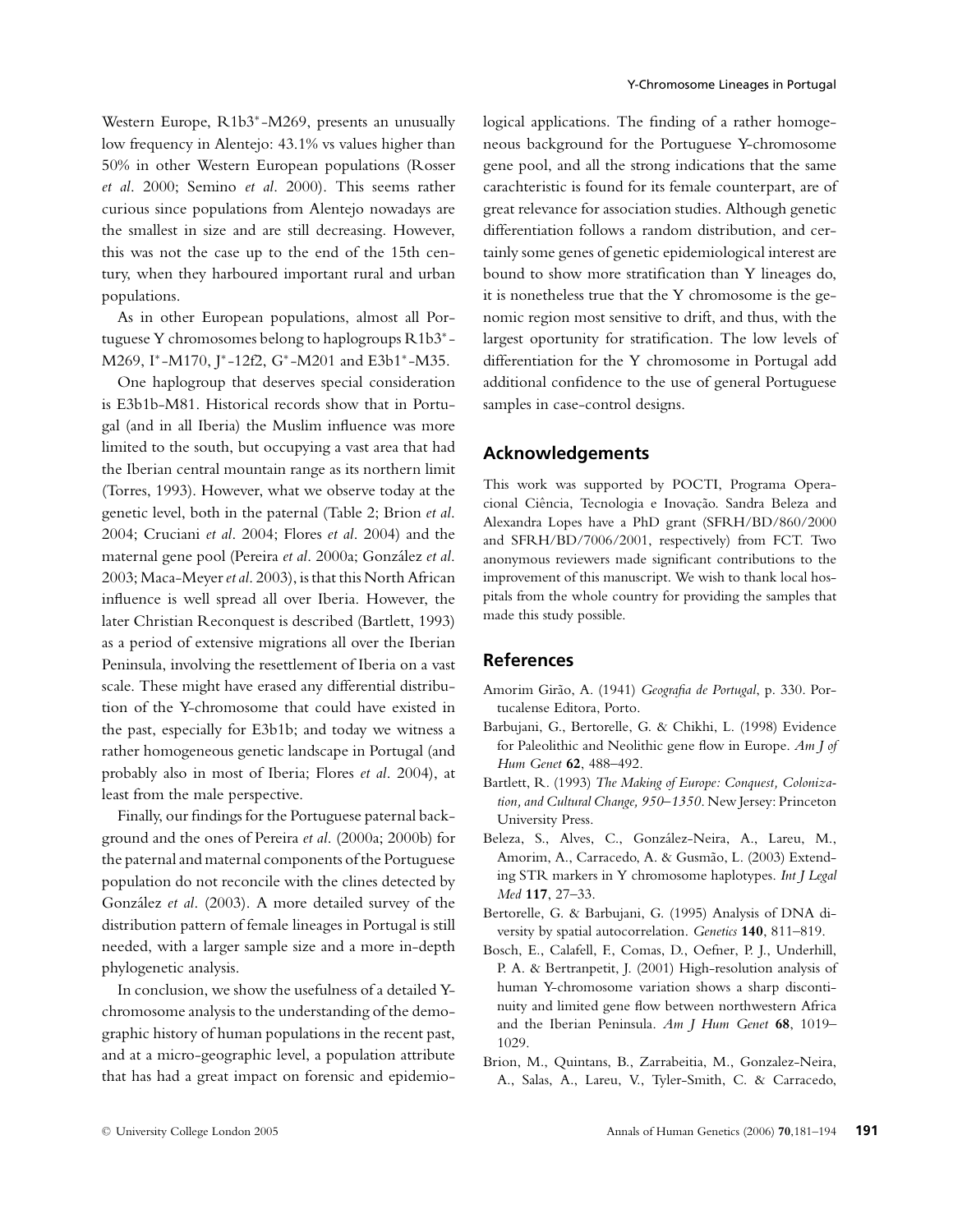Western Europe, R1b3*-M269, presents an unusually low frequency in Alentejo: 43.1% vs values higher than 50% in other Western European populations (Rosser *et al*. 2000; Semino *et al*. 2000). This seems rather curious since populations from Alentejo nowadays are the smallest in size and are still decreasing. However, this was not the case up to the end of the 15th century, when they harboured important rural and urban populations.

As in other European populations, almost all Portuguese Y chromosomes belong to haplogroups R1b3*-M269, I*-M170, J*-12f2, G*-M201 and E3b1*-M35.

One haplogroup that deserves special consideration is E3b1b-M81. Historical records show that in Portugal (and in all Iberia) the Muslim influence was more limited to the south, but occupying a vast area that had the Iberian central mountain range as its northern limit (Torres, 1993). However, what we observe today at the genetic level, both in the paternal (Table 2; Brion *et al*. 2004; Cruciani *et al*. 2004; Flores *et al*. 2004) and the maternal gene pool (Pereira *et al*. 2000a; González *et al*. 2003; Maca-Meyer *et al*. 2003), is that this North African influence is well spread all over Iberia. However, the later Christian Reconquest is described (Bartlett, 1993) as a period of extensive migrations all over the Iberian Peninsula, involving the resettlement of Iberia on a vast scale. These might have erased any differential distribution of the Y-chromosome that could have existed in the past, especially for E3b1b; and today we witness a rather homogeneous genetic landscape in Portugal (and probably also in most of Iberia; Flores *et al*. 2004), at least from the male perspective.

Finally, our findings for the Portuguese paternal background and the ones of Pereira *et al*. (2000a; 2000b) for the paternal and maternal components of the Portuguese population do not reconcile with the clines detected by González *et al*. (2003). A more detailed survey of the distribution pattern of female lineages in Portugal is still needed, with a larger sample size and a more in-depth phylogenetic analysis.

In conclusion, we show the usefulness of a detailed Y-chromosome analysis to the understanding of the demographic history of human populations in the recent past, and at a micro-geographic level, a population attribute that has had a great impact on forensic and epidemiological applications. The finding of a rather homogeneous background for the Portuguese Y-chromosome gene pool, and all the strong indications that the same carachteristic is found for its female counterpart, are of great relevance for association studies. Although genetic differentiation follows a random distribution, and certainly some genes of genetic epidemiological interest are bound to show more stratification than Y lineages do, it is nonetheless true that the Y chromosome is the genomic region most sensitive to drift, and thus, with the largest oportunity for stratification. The low levels of differentiation for the Y chromosome in Portugal add additional confidence to the use of general Portuguese samples in case-control designs.

## Acknowledgements

This work was supported by POCTI, Programa Operacional Ciência, Tecnologia e Inovação. Sandra Beleza and Alexandra Lopes have a PhD grant (SFRH/BD/860/2000 and SFRH/BD/7006/2001, respectively) from FCT. Two anonymous reviewers made significant contributions to the improvement of this manuscript. We wish to thank local hospitals from the whole country for providing the samples that made this study possible.

## References

Amorim Girão, A. (1941) *Geografia de Portugal*, p. 330. Portucalense Editora, Porto.

Barbujani, G., Bertorelle, G. & Chikhi, L. (1998) Evidence for Paleolithic and Neolithic gene flow in Europe. *Am J of Hum Genet* **62**, 488–492.

Bartlett, R. (1993) *The Making of Europe: Conquest, Colonization, and Cultural Change, 950–1350*. New Jersey: Princeton University Press.

Beleza, S., Alves, C., González-Neira, A., Lareu, M., Amorim, A., Carracedo, A. & Gusmão, L. (2003) Extending STR markers in Y chromosome haplotypes. *Int J Legal Med* **117**, 27–33.

Bertorelle, G. & Barbujani, G. (1995) Analysis of DNA diversity by spatial autocorrelation. *Genetics* **140**, 811–819.

Bosch, E., Calafell, F., Comas, D., Oefner, P. J., Underhill, P. A. & Bertranpetit, J. (2001) High-resolution analysis of human Y-chromosome variation shows a sharp discontinuity and limited gene flow between northwestern Africa and the Iberian Peninsula. *Am J Hum Genet* **68**, 1019–1029.

Brion, M., Quintans, B., Zarrabeitia, M., Gonzalez-Neira, A., Salas, A., Lareu, V., Tyler-Smith, C. & Carracedo,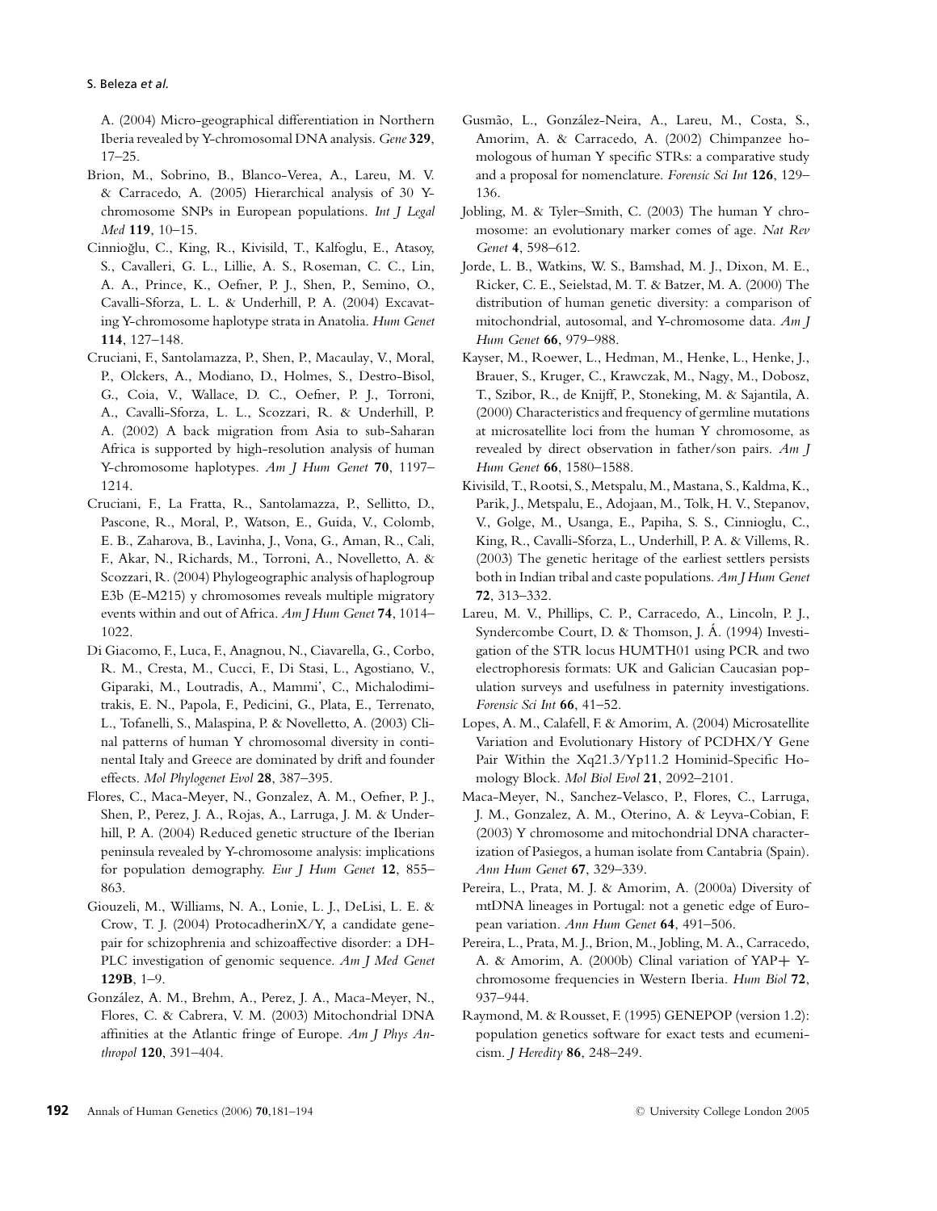A. (2004) Micro-geographical differentiation in Northern Iberia revealed by Y-chromosomal DNA analysis. *Gene* **329**, 17–25.

Brion, M., Sobrino, B., Blanco-Verea, A., Lareu, M. V. & Carracedo, A. (2005) Hierarchical analysis of 30 Y-chromosome SNPs in European populations. *Int J Legal Med* **119**, 10–15.

Cinnioğlu, C., King, R., Kivisild, T., Kalfoglu, E., Atasoy, S., Cavalleri, G. L., Lillie, A. S., Roseman, C. C., Lin, A. A., Prince, K., Oefner, P. J., Shen, P., Semino, O., Cavalli-Sforza, L. L. & Underhill, P. A. (2004) Excavating Y-chromosome haplotype strata in Anatolia. *Hum Genet* **114**, 127–148.

Cruciani, F., Santolamazza, P., Shen, P., Macaulay, V., Moral, P., Olckers, A., Modiano, D., Holmes, S., Destro-Bisol, G., Coia, V., Wallace, D. C., Oefner, P. J., Torroni, A., Cavalli-Sforza, L. L., Scozzari, R. & Underhill, P. A. (2002) A back migration from Asia to sub-Saharan Africa is supported by high-resolution analysis of human Y-chromosome haplotypes. *Am J Hum Genet* **70**, 1197–1214.

Cruciani, F., La Fratta, R., Santolamazza, P., Sellitto, D., Pascone, R., Moral, P., Watson, E., Guida, V., Colomb, E. B., Zaharova, B., Lavinha, J., Vona, G., Aman, R., Cali, F., Akar, N., Richards, M., Torroni, A., Novelletto, A. & Scozzari, R. (2004) Phylogeographic analysis of haplogroup E3b (E-M215) y chromosomes reveals multiple migratory events within and out of Africa. *Am J Hum Genet* **74**, 1014–1022.

Di Giacomo, F., Luca, F., Anagnou, N., Ciavarella, G., Corbo, R. M., Cresta, M., Cucci, F., Di Stasi, L., Agostiano, V., Giparaki, M., Loutradis, A., Mammi', C., Michalodimitrakis, E. N., Papola, F., Pedicini, G., Plata, E., Terrenato, L., Tofanelli, S., Malaspina, P. & Novelletto, A. (2003) Clinal patterns of human Y chromosomal diversity in continental Italy and Greece are dominated by drift and founder effects. *Mol Phylogenet Evol* **28**, 387–395.

Flores, C., Maca-Meyer, N., Gonzalez, A. M., Oefner, P. J., Shen, P., Perez, J. A., Rojas, A., Larruga, J. M. & Underhill, P. A. (2004) Reduced genetic structure of the Iberian peninsula revealed by Y-chromosome analysis: implications for population demography. *Eur J Hum Genet* **12**, 855–863.

Giouzeli, M., Williams, N. A., Lonie, L. J., DeLisi, L. E. & Crow, T. J. (2004) ProtocadherinX/Y, a candidate gene-pair for schizophrenia and schizoaffective disorder: a DH-PLC investigation of genomic sequence. *Am J Med Genet* **129B**, 1–9.

González, A. M., Brehm, A., Perez, J. A., Maca-Meyer, N., Flores, C. & Cabrera, V. M. (2003) Mitochondrial DNA affinities at the Atlantic fringe of Europe. *Am J Phys Anthropol* **120**, 391–404.

Gusmão, L., González-Neira, A., Lareu, M., Costa, S., Amorim, A. & Carracedo, A. (2002) Chimpanzee homologous of human Y specific STRs: a comparative study and a proposal for nomenclature. *Forensic Sci Int* **126**, 129–136.

Jobling, M. & Tyler-Smith, C. (2003) The human Y chromosome: an evolutionary marker comes of age. *Nat Rev Genet* **4**, 598–612.

Jorde, L. B., Watkins, W. S., Bamshad, M. J., Dixon, M. E., Ricker, C. E., Seielstad, M. T. & Batzer, M. A. (2000) The distribution of human genetic diversity: a comparison of mitochondrial, autosomal, and Y-chromosome data. *Am J Hum Genet* **66**, 979–988.

Kayser, M., Roewer, L., Hedman, M., Henke, L., Henke, J., Brauer, S., Kruger, C., Krawczak, M., Nagy, M., Dobosz, T., Szibor, R., de Knijff, P., Stoneking, M. & Sajantila, A. (2000) Characteristics and frequency of germline mutations at microsatellite loci from the human Y chromosome, as revealed by direct observation in father/son pairs. *Am J Hum Genet* **66**, 1580–1588.

Kivisild, T., Rootsi, S., Metspalu, M., Mastana, S., Kaldma, K., Parik, J., Metspalu, E., Adojaan, M., Tolk, H. V., Stepanov, V., Golge, M., Usanga, E., Papiha, S. S., Cinnioglu, C., King, R., Cavalli-Sforza, L., Underhill, P. A. & Villems, R. (2003) The genetic heritage of the earliest settlers persists both in Indian tribal and caste populations. *Am J Hum Genet* **72**, 313–332.

Lareu, M. V., Phillips, C. P., Carracedo, A., Lincoln, P. J., Syndercombe Court, D. & Thomson, J. Á. (1994) Investigation of the STR locus HUMTH01 using PCR and two electrophoresis formats: UK and Galician Caucasian population surveys and usefulness in paternity investigations. *Forensic Sci Int* **66**, 41–52.

Lopes, A. M., Calafell, F. & Amorim, A. (2004) Microsatellite Variation and Evolutionary History of PCDHX/Y Gene Pair Within the Xq21.3/Yp11.2 Hominid-Specific Homology Block. *Mol Biol Evol* **21**, 2092–2101.

Maca-Meyer, N., Sanchez-Velasco, P., Flores, C., Larruga, J. M., Gonzalez, A. M., Oterino, A. & Leyva-Cobian, F. (2003) Y chromosome and mitochondrial DNA characterization of Pasiegos, a human isolate from Cantabria (Spain). *Ann Hum Genet* **67**, 329–339.

Pereira, L., Prata, M. J. & Amorim, A. (2000a) Diversity of mtDNA lineages in Portugal: not a genetic edge of European variation. *Ann Hum Genet* **64**, 491–506.

Pereira, L., Prata, M. J., Brion, M., Jobling, M. A., Carracedo, A. & Amorim, A. (2000b) Clinal variation of YAP+ Y-chromosome frequencies in Western Iberia. *Hum Biol* **72**, 937–944.

Raymond, M. & Rousset, F. (1995) GENEPOP (version 1.2): population genetics software for exact tests and ecumenicism. *J Heredity* **86**, 248–249.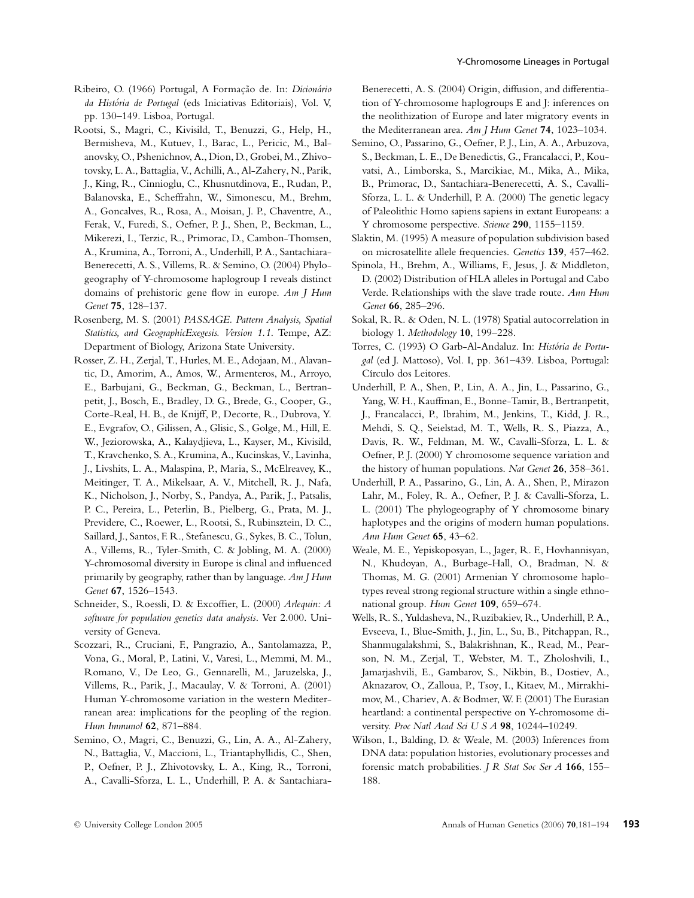Ribeiro, O. (1966) Portugal, A Formação de. In: *Dicionário da História de Portugal* (eds Iniciativas Editoriais), Vol. V, pp. 130–149. Lisboa, Portugal.

Rootsi, S., Magri, C., Kivisild, T., Benuzzi, G., Help, H., Bermisheva, M., Kutuev, I., Barac, L., Pericic, M., Balanovsky, O., Pshenichnov, A., Dion, D., Grobei, M., Zhivotovsky, L. A., Battaglia, V., Achilli, A., Al-Zahery, N., Parik, J., King, R., Cinnioglu, C., Khusnutdinova, E., Rudan, P., Balanovska, E., Scheffrahn, W., Simonescu, M., Brehm, A., Goncalves, R., Rosa, A., Moisan, J. P., Chaventre, A., Ferak, V., Furedi, S., Oefner, P. J., Shen, P., Beckman, L., Mikerezi, I., Terzic, R., Primorac, D., Cambon-Thomsen, A., Krumina, A., Torroni, A., Underhill, P. A., Santachiara-Benerecetti, A. S., Villems, R. & Semino, O. (2004) Phylogeography of Y-chromosome haplogroup I reveals distinct domains of prehistoric gene flow in europe. *Am J Hum Genet* **75**, 128–137.

Rosenberg, M. S. (2001) *PASSAGE. Pattern Analysis, Spatial Statistics, and GeographicExegesis. Version 1.1*. Tempe, AZ: Department of Biology, Arizona State University.

Rosser, Z. H., Zerjal, T., Hurles, M. E., Adojaan, M., Alavantic, D., Amorim, A., Amos, W., Armenteros, M., Arroyo, E., Barbujani, G., Beckman, G., Beckman, L., Bertranpetit, J., Bosch, E., Bradley, D. G., Brede, G., Cooper, G., Corte-Real, H. B., de Knijff, P., Decorte, R., Dubrova, Y. E., Evgrafov, O., Gilissen, A., Glisic, S., Golge, M., Hill, E. W., Jeziorowska, A., Kalaydjieva, L., Kayser, M., Kivisild, T., Kravchenko, S. A., Krumina, A., Kucinskas, V., Lavinha, J., Livshits, L. A., Malaspina, P., Maria, S., McElreavey, K., Meitinger, T. A., Mikelsaar, A. V., Mitchell, R. J., Nafa, K., Nicholson, J., Norby, S., Pandya, A., Parik, J., Patsalis, P. C., Pereira, L., Peterlin, B., Pielberg, G., Prata, M. J., Previdere, C., Roewer, L., Rootsi, S., Rubinsztein, D. C., Saillard, J., Santos, F. R., Stefanescu, G., Sykes, B. C., Tolun, A., Villems, R., Tyler-Smith, C. & Jobling, M. A. (2000) Y-chromosomal diversity in Europe is clinal and influenced primarily by geography, rather than by language. *Am J Hum Genet* **67**, 1526–1543.

Schneider, S., Roessli, D. & Excoffier, L. (2000) *Arlequin: A software for population genetics data analysis*. Ver 2.000. University of Geneva.

Scozzari, R., Cruciani, F., Pangrazio, A., Santolamazza, P., Vona, G., Moral, P., Latini, V., Varesi, L., Memmi, M. M., Romano, V., De Leo, G., Gennarelli, M., Jaruzelska, J., Villems, R., Parik, J., Macaulay, V. & Torroni, A. (2001) Human Y-chromosome variation in the western Mediterranean area: implications for the peopling of the region. *Hum Immunol* **62**, 871–884.

Semino, O., Magri, C., Benuzzi, G., Lin, A. A., Al-Zahery, N., Battaglia, V., Maccioni, L., Triantaphyllidis, C., Shen, P., Oefner, P. J., Zhivotovsky, L. A., King, R., Torroni, A., Cavalli-Sforza, L. L., Underhill, P. A. & Santachiara-Benerecetti, A. S. (2004) Origin, diffusion, and differentiation of Y-chromosome haplogroups E and J: inferences on the neolithization of Europe and later migratory events in the Mediterranean area. *Am J Hum Genet* **74**, 1023–1034.

Semino, O., Passarino, G., Oefner, P. J., Lin, A. A., Arbuzova, S., Beckman, L. E., De Benedictis, G., Francalacci, P., Kouvatsi, A., Limborska, S., Marcikiae, M., Mika, A., Mika, B., Primorac, D., Santachiara-Benerecetti, A. S., Cavalli-Sforza, L. L. & Underhill, P. A. (2000) The genetic legacy of Paleolithic Homo sapiens sapiens in extant Europeans: a Y chromosome perspective. *Science* **290**, 1155–1159.

Slaktin, M. (1995) A measure of population subdivision based on microsatellite allele frequencies. *Genetics* **139**, 457–462.

Spinola, H., Brehm, A., Williams, F., Jesus, J. & Middleton, D. (2002) Distribution of HLA alleles in Portugal and Cabo Verde. Relationships with the slave trade route. *Ann Hum Genet* **66**, 285–296.

Sokal, R. R. & Oden, N. L. (1978) Spatial autocorrelation in biology 1. *Methodology* **10**, 199–228.

Torres, C. (1993) O Garb-Al-Andaluz. In: *História de Portugal* (ed J. Mattoso), Vol. I, pp. 361–439. Lisboa, Portugal: Círculo dos Leitores.

Underhill, P. A., Shen, P., Lin, A. A., Jin, L., Passarino, G., Yang, W. H., Kauffman, E., Bonne-Tamir, B., Bertranpetit, J., Francalacci, P., Ibrahim, M., Jenkins, T., Kidd, J. R., Mehdi, S. Q., Seielstad, M. T., Wells, R. S., Piazza, A., Davis, R. W., Feldman, M. W., Cavalli-Sforza, L. L. & Oefner, P. J. (2000) Y chromosome sequence variation and the history of human populations. *Nat Genet* **26**, 358–361.

Underhill, P. A., Passarino, G., Lin, A. A., Shen, P., Mirazon Lahr, M., Foley, R. A., Oefner, P. J. & Cavalli-Sforza, L. L. (2001) The phylogeography of Y chromosome binary haplotypes and the origins of modern human populations. *Ann Hum Genet* **65**, 43–62.

Weale, M. E., Yepiskoposyan, L., Jager, R. F., Hovhannisyan, N., Khudoyan, A., Burbage-Hall, O., Bradman, N. & Thomas, M. G. (2001) Armenian Y chromosome haplotypes reveal strong regional structure within a single ethnonational group. *Hum Genet* **109**, 659–674.

Wells, R. S., Yuldasheva, N., Ruzibakiev, R., Underhill, P. A., Evseeva, I., Blue-Smith, J., Jin, L., Su, B., Pitchappan, R., Shanmugalakshmi, S., Balakrishnan, K., Read, M., Pearson, N. M., Zerjal, T., Webster, M. T., Zholoshvili, I., Jamarjashvili, E., Gambarov, S., Nikbin, B., Dostiev, A., Aknazarov, O., Zalloua, P., Tsoy, I., Kitaev, M., Mirrakhimov, M., Chariev, A. & Bodmer, W. F. (2001) The Eurasian heartland: a continental perspective on Y-chromosome diversity. *Proc Natl Acad Sci U S A* **98**, 10244–10249.

Wilson, I., Balding, D. & Weale, M. (2003) Inferences from DNA data: population histories, evolutionary processes and forensic match probabilities. *J R Stat Soc Ser A* **166**, 155–188.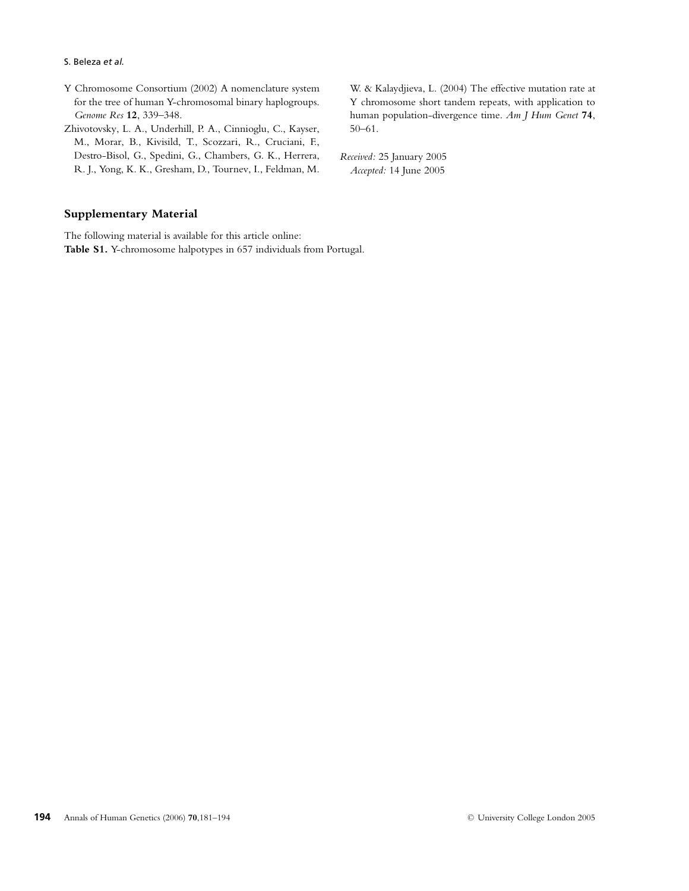Y Chromosome Consortium (2002) A nomenclature system for the tree of human Y-chromosomal binary haplogroups. *Genome Res* **12**, 339–348.

Zhivotovsky, L. A., Underhill, P. A., Cinnioglu, C., Kayser, M., Morar, B., Kivisild, T., Scozzari, R., Cruciani, F., Destro-Bisol, G., Spedini, G., Chambers, G. K., Herrera, R. J., Yong, K. K., Gresham, D., Tournev, I., Feldman, M. W. & Kalaydjieva, L. (2004) The effective mutation rate at Y chromosome short tandem repeats, with application to human population-divergence time. *Am J Hum Genet* **74**, 50–61.

*Received:* 25 January 2005
*Accepted:* 14 June 2005

## Supplementary Material

The following material is available for this article online:
**Table S1.** Y-chromosome halpotypes in 657 individuals from Portugal.